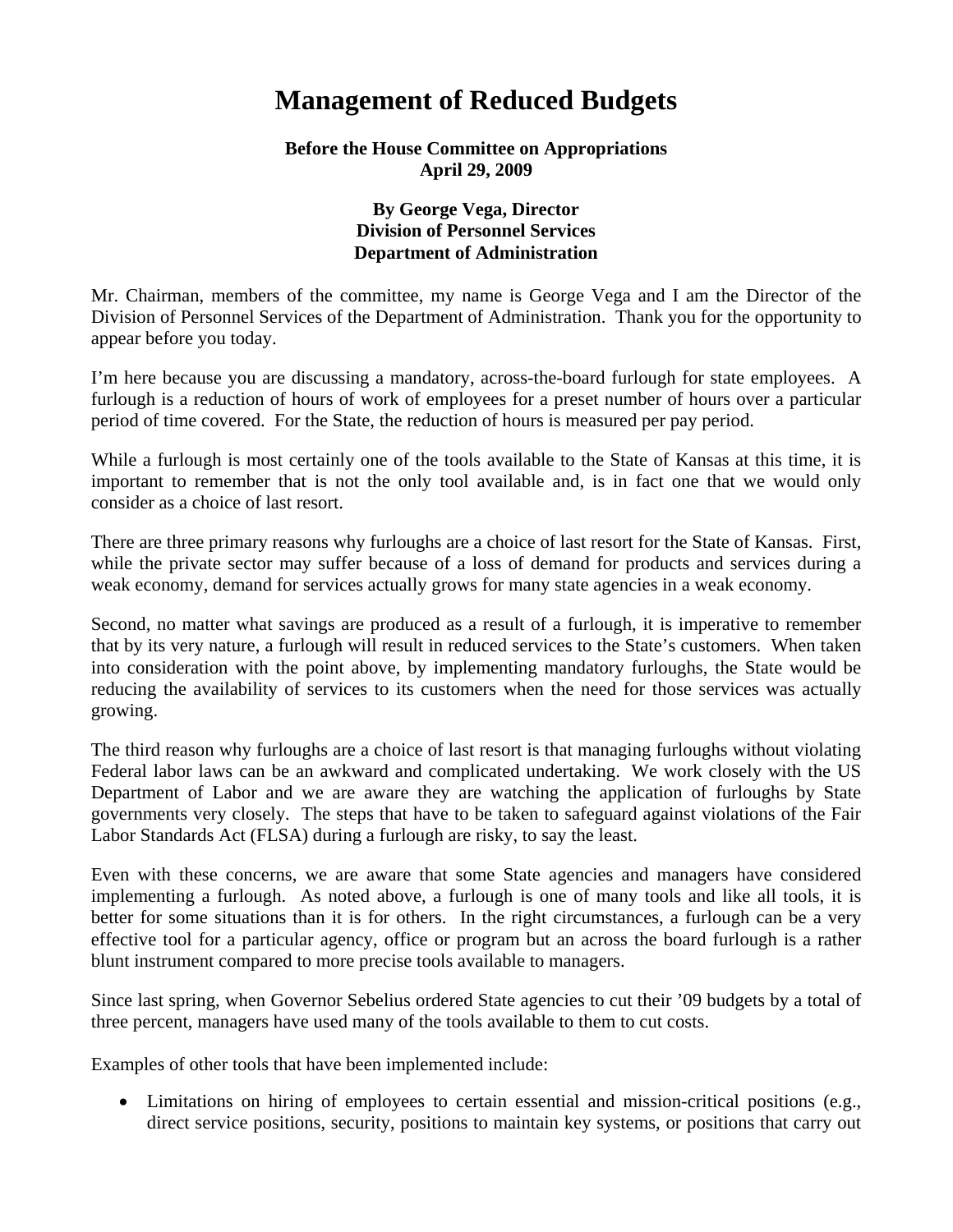# Management of Reduced Budgets

**Before the House Committee on Appropriations**
**April 29, 2009**

**By George Vega, Director**
**Division of Personnel Services**
**Department of Administration**

Mr. Chairman, members of the committee, my name is George Vega and I am the Director of the Division of Personnel Services of the Department of Administration. Thank you for the opportunity to appear before you today.

I'm here because you are discussing a mandatory, across-the-board furlough for state employees. A furlough is a reduction of hours of work of employees for a preset number of hours over a particular period of time covered. For the State, the reduction of hours is measured per pay period.

While a furlough is most certainly one of the tools available to the State of Kansas at this time, it is important to remember that is not the only tool available and, is in fact one that we would only consider as a choice of last resort.

There are three primary reasons why furloughs are a choice of last resort for the State of Kansas. First, while the private sector may suffer because of a loss of demand for products and services during a weak economy, demand for services actually grows for many state agencies in a weak economy.

Second, no matter what savings are produced as a result of a furlough, it is imperative to remember that by its very nature, a furlough will result in reduced services to the State's customers. When taken into consideration with the point above, by implementing mandatory furloughs, the State would be reducing the availability of services to its customers when the need for those services was actually growing.

The third reason why furloughs are a choice of last resort is that managing furloughs without violating Federal labor laws can be an awkward and complicated undertaking. We work closely with the US Department of Labor and we are aware they are watching the application of furloughs by State governments very closely. The steps that have to be taken to safeguard against violations of the Fair Labor Standards Act (FLSA) during a furlough are risky, to say the least.

Even with these concerns, we are aware that some State agencies and managers have considered implementing a furlough. As noted above, a furlough is one of many tools and like all tools, it is better for some situations than it is for others. In the right circumstances, a furlough can be a very effective tool for a particular agency, office or program but an across the board furlough is a rather blunt instrument compared to more precise tools available to managers.

Since last spring, when Governor Sebelius ordered State agencies to cut their '09 budgets by a total of three percent, managers have used many of the tools available to them to cut costs.

Examples of other tools that have been implemented include:

- Limitations on hiring of employees to certain essential and mission-critical positions (e.g., direct service positions, security, positions to maintain key systems, or positions that carry out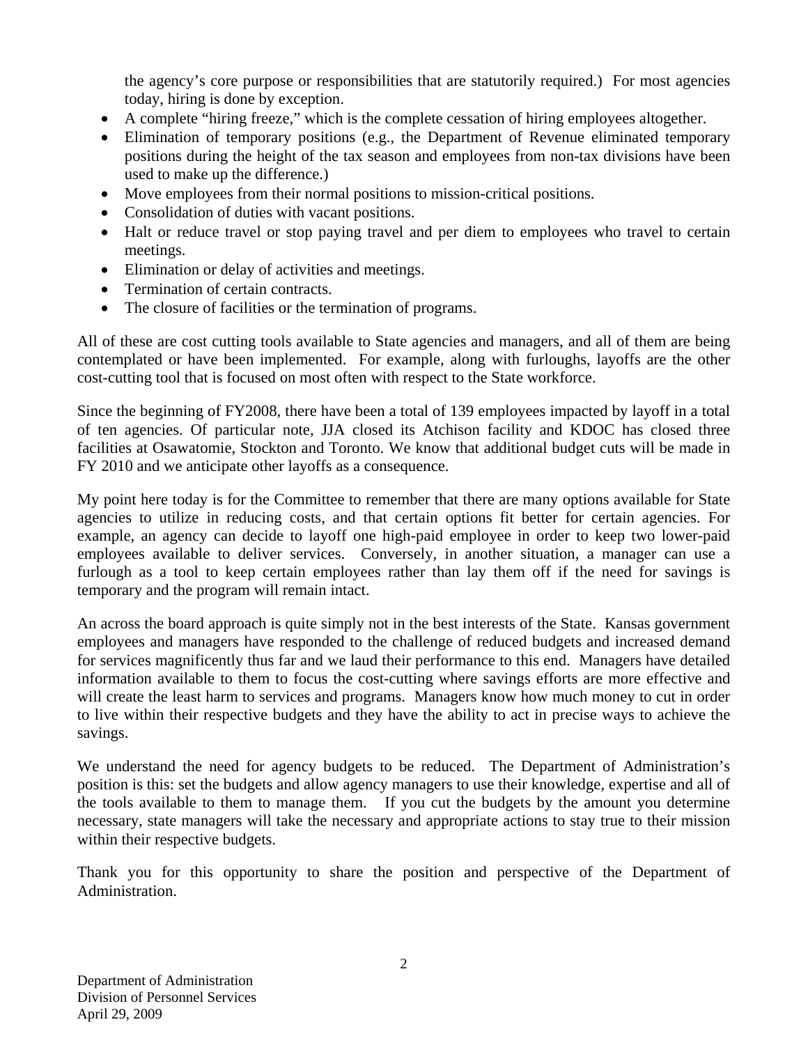the agency's core purpose or responsibilities that are statutorily required.) For most agencies today, hiring is done by exception.

- A complete "hiring freeze," which is the complete cessation of hiring employees altogether.
- Elimination of temporary positions (e.g., the Department of Revenue eliminated temporary positions during the height of the tax season and employees from non-tax divisions have been used to make up the difference.)
- Move employees from their normal positions to mission-critical positions.
- Consolidation of duties with vacant positions.
- Halt or reduce travel or stop paying travel and per diem to employees who travel to certain meetings.
- Elimination or delay of activities and meetings.
- Termination of certain contracts.
- The closure of facilities or the termination of programs.

All of these are cost cutting tools available to State agencies and managers, and all of them are being contemplated or have been implemented. For example, along with furloughs, layoffs are the other cost-cutting tool that is focused on most often with respect to the State workforce.

Since the beginning of FY2008, there have been a total of 139 employees impacted by layoff in a total of ten agencies. Of particular note, JJA closed its Atchison facility and KDOC has closed three facilities at Osawatomie, Stockton and Toronto. We know that additional budget cuts will be made in FY 2010 and we anticipate other layoffs as a consequence.

My point here today is for the Committee to remember that there are many options available for State agencies to utilize in reducing costs, and that certain options fit better for certain agencies. For example, an agency can decide to layoff one high-paid employee in order to keep two lower-paid employees available to deliver services. Conversely, in another situation, a manager can use a furlough as a tool to keep certain employees rather than lay them off if the need for savings is temporary and the program will remain intact.

An across the board approach is quite simply not in the best interests of the State. Kansas government employees and managers have responded to the challenge of reduced budgets and increased demand for services magnificently thus far and we laud their performance to this end. Managers have detailed information available to them to focus the cost-cutting where savings efforts are more effective and will create the least harm to services and programs. Managers know how much money to cut in order to live within their respective budgets and they have the ability to act in precise ways to achieve the savings.

We understand the need for agency budgets to be reduced. The Department of Administration's position is this: set the budgets and allow agency managers to use their knowledge, expertise and all of the tools available to them to manage them. If you cut the budgets by the amount you determine necessary, state managers will take the necessary and appropriate actions to stay true to their mission within their respective budgets.

Thank you for this opportunity to share the position and perspective of the Department of Administration.

Department of Administration
Division of Personnel Services
April 29, 2009